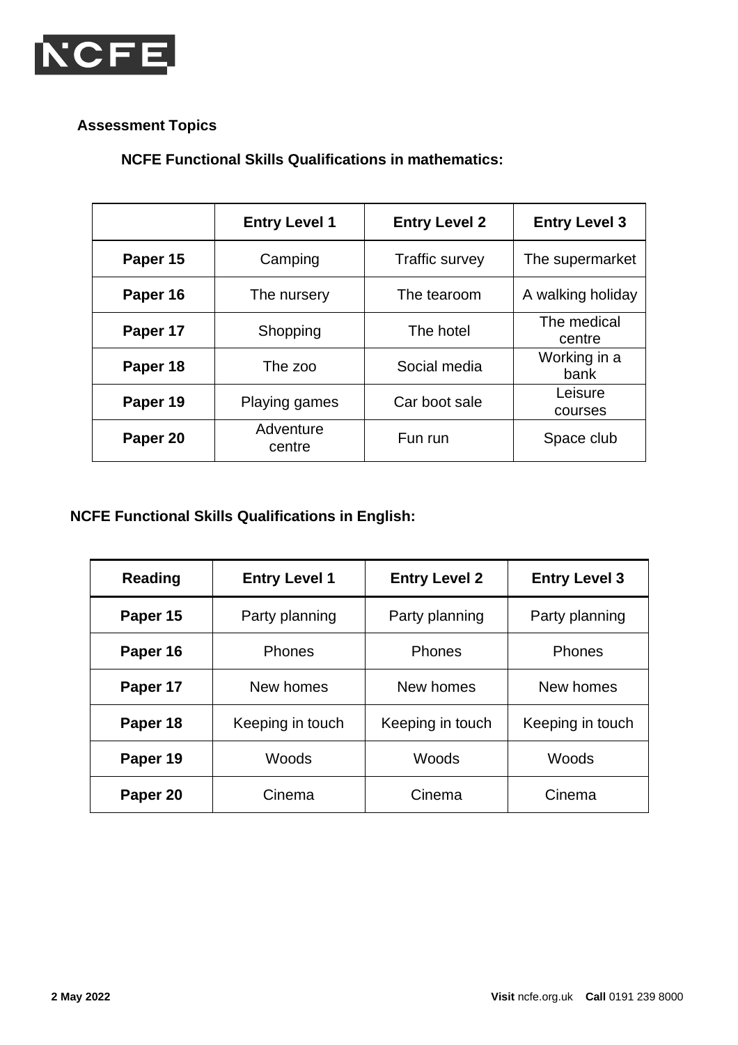NCFE

## Assessment Topics

### NCFE Functional Skills Qualifications in mathematics:

| | Entry Level 1 | Entry Level 2 | Entry Level 3 |
|---|---|---|---|
| **Paper 15** | Camping | Traffic survey | The supermarket |
| **Paper 16** | The nursery | The tearoom | A walking holiday |
| **Paper 17** | Shopping | The hotel | The medical centre |
| **Paper 18** | The zoo | Social media | Working in a bank |
| **Paper 19** | Playing games | Car boot sale | Leisure courses |
| **Paper 20** | Adventure centre | Fun run | Space club |

### NCFE Functional Skills Qualifications in English:

| Reading | Entry Level 1 | Entry Level 2 | Entry Level 3 |
|---|---|---|---|
| **Paper 15** | Party planning | Party planning | Party planning |
| **Paper 16** | Phones | Phones | Phones |
| **Paper 17** | New homes | New homes | New homes |
| **Paper 18** | Keeping in touch | Keeping in touch | Keeping in touch |
| **Paper 19** | Woods | Woods | Woods |
| **Paper 20** | Cinema | Cinema | Cinema |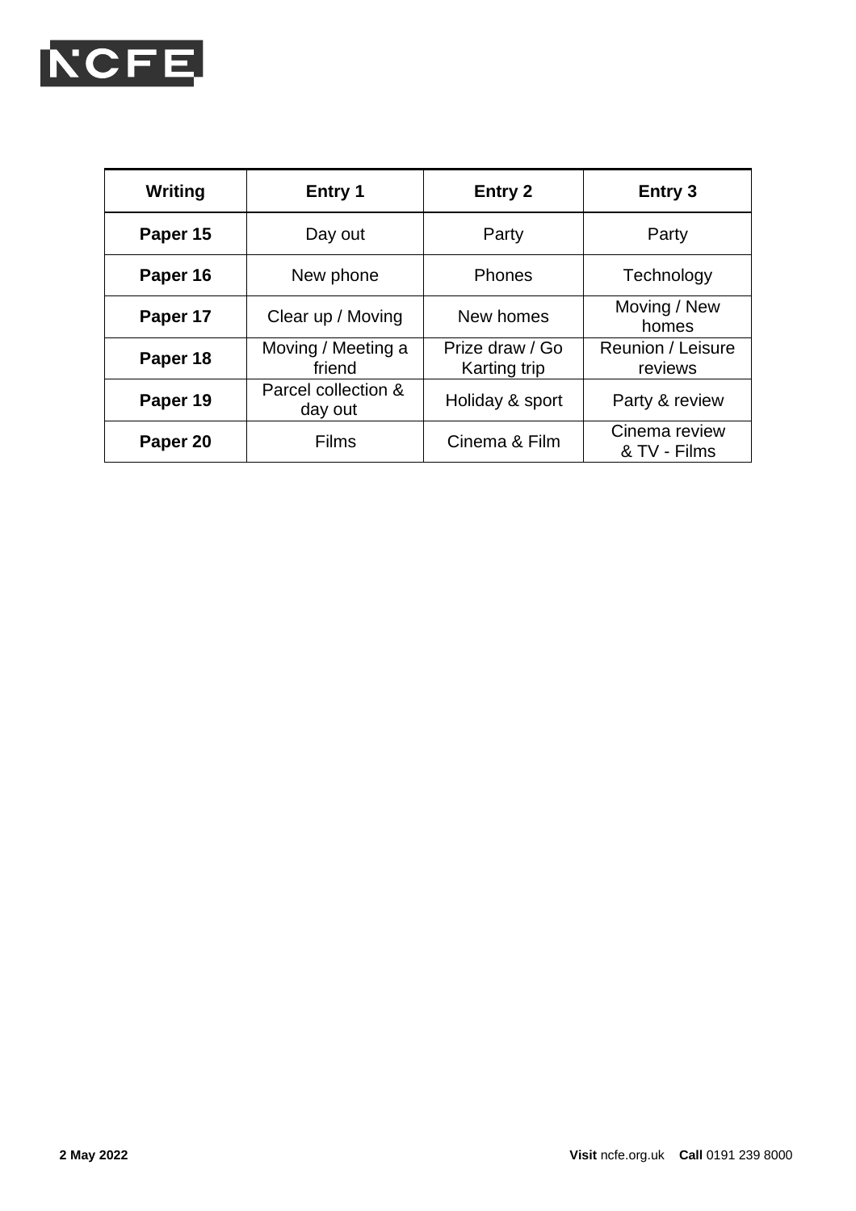| Writing | Entry 1 | Entry 2 | Entry 3 |
| --- | --- | --- | --- |
| **Paper 15** | Day out | Party | Party |
| **Paper 16** | New phone | Phones | Technology |
| **Paper 17** | Clear up / Moving | New homes | Moving / New homes |
| **Paper 18** | Moving / Meeting a friend | Prize draw / Go Karting trip | Reunion / Leisure reviews |
| **Paper 19** | Parcel collection & day out | Holiday & sport | Party & review |
| **Paper 20** | Films | Cinema & Film | Cinema review & TV - Films |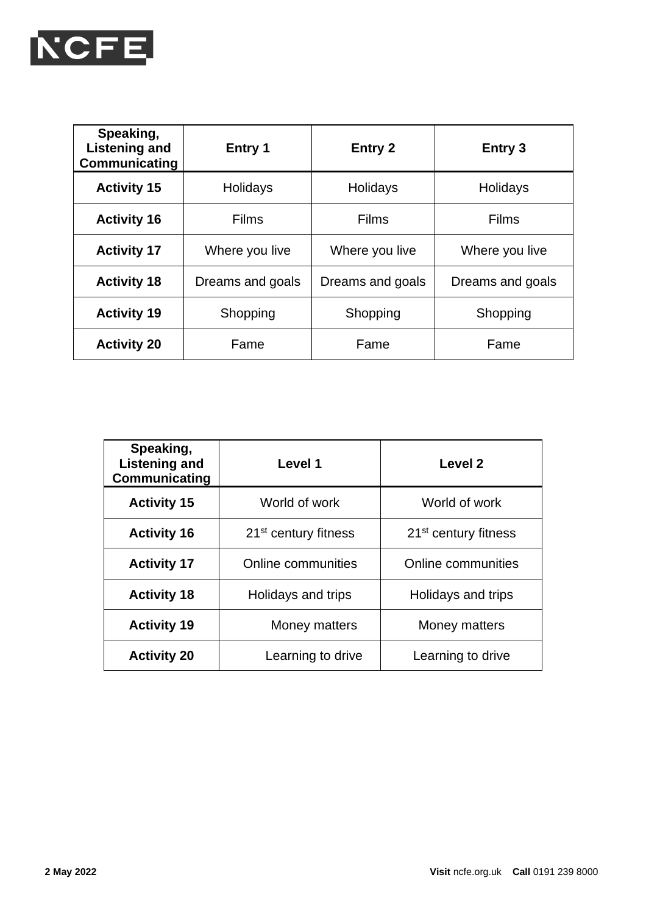| Speaking, Listening and Communicating | Entry 1 | Entry 2 | Entry 3 |
|---|---|---|---|
| **Activity 15** | Holidays | Holidays | Holidays |
| **Activity 16** | Films | Films | Films |
| **Activity 17** | Where you live | Where you live | Where you live |
| **Activity 18** | Dreams and goals | Dreams and goals | Dreams and goals |
| **Activity 19** | Shopping | Shopping | Shopping |
| **Activity 20** | Fame | Fame | Fame |

| Speaking, Listening and Communicating | Level 1 | Level 2 |
|---|---|---|
| **Activity 15** | World of work | World of work |
| **Activity 16** | 21st century fitness | 21st century fitness |
| **Activity 17** | Online communities | Online communities |
| **Activity 18** | Holidays and trips | Holidays and trips |
| **Activity 19** | Money matters | Money matters |
| **Activity 20** | Learning to drive | Learning to drive |